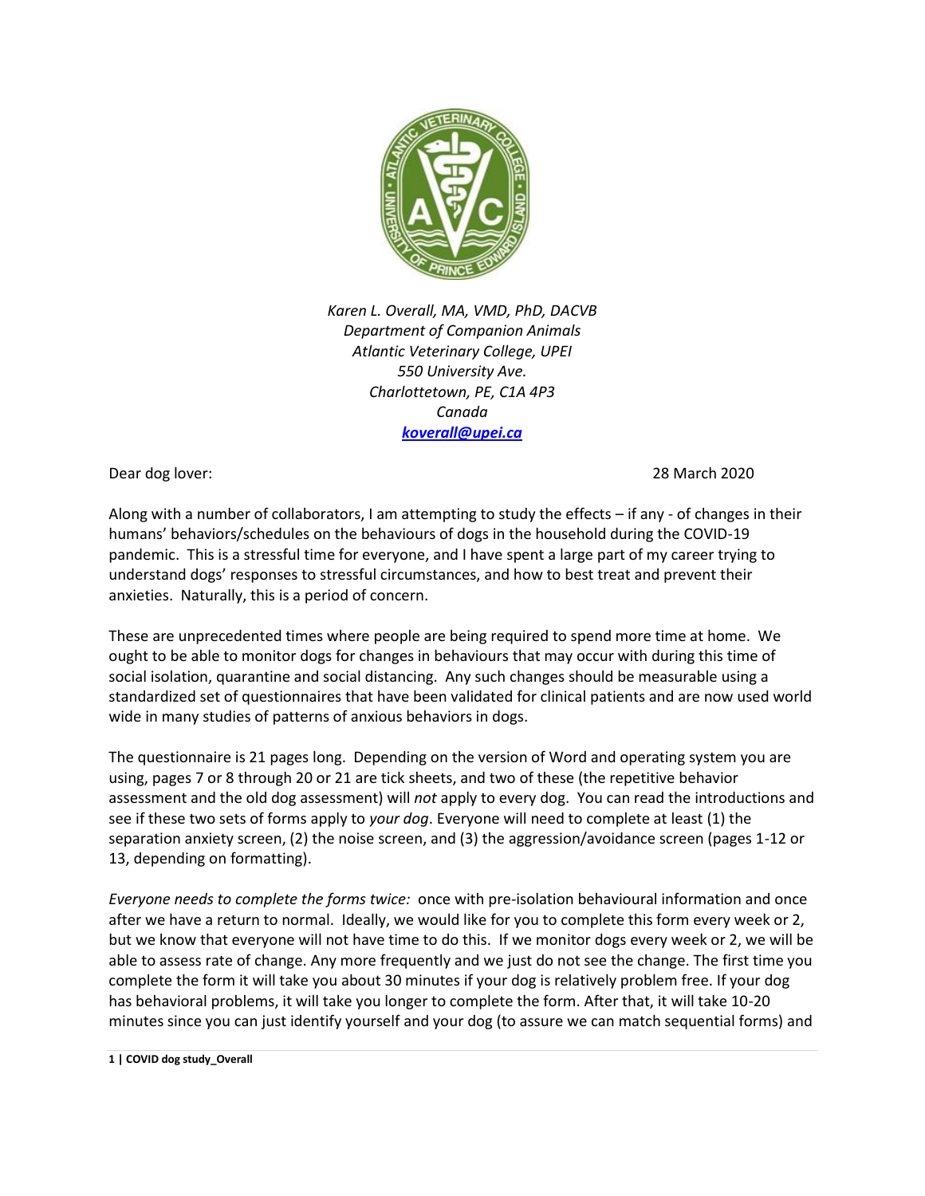*Karen L. Overall, MA, VMD, PhD, DACVB*
*Department of Companion Animals*
*Atlantic Veterinary College, UPEI*
*550 University Ave.*
*Charlottetown, PE, C1A 4P3*
*Canada*
***koverall@upei.ca***

Dear dog lover: 28 March 2020

Along with a number of collaborators, I am attempting to study the effects – if any - of changes in their humans' behaviors/schedules on the behaviours of dogs in the household during the COVID-19 pandemic. This is a stressful time for everyone, and I have spent a large part of my career trying to understand dogs' responses to stressful circumstances, and how to best treat and prevent their anxieties. Naturally, this is a period of concern.

These are unprecedented times where people are being required to spend more time at home. We ought to be able to monitor dogs for changes in behaviours that may occur with during this time of social isolation, quarantine and social distancing. Any such changes should be measurable using a standardized set of questionnaires that have been validated for clinical patients and are now used world wide in many studies of patterns of anxious behaviors in dogs.

The questionnaire is 21 pages long. Depending on the version of Word and operating system you are using, pages 7 or 8 through 20 or 21 are tick sheets, and two of these (the repetitive behavior assessment and the old dog assessment) will *not* apply to every dog. You can read the introductions and see if these two sets of forms apply to *your dog*. Everyone will need to complete at least (1) the separation anxiety screen, (2) the noise screen, and (3) the aggression/avoidance screen (pages 1-12 or 13, depending on formatting).

*Everyone needs to complete the forms twice:* once with pre-isolation behavioural information and once after we have a return to normal. Ideally, we would like for you to complete this form every week or 2, but we know that everyone will not have time to do this. If we monitor dogs every week or 2, we will be able to assess rate of change. Any more frequently and we just do not see the change. The first time you complete the form it will take you about 30 minutes if your dog is relatively problem free. If your dog has behavioral problems, it will take you longer to complete the form. After that, it will take 10-20 minutes since you can just identify yourself and your dog (to assure we can match sequential forms) and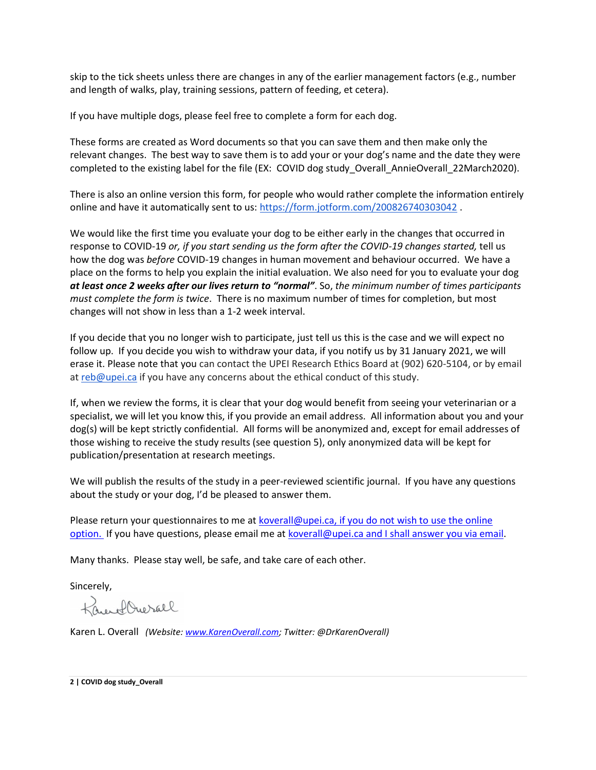skip to the tick sheets unless there are changes in any of the earlier management factors (e.g., number and length of walks, play, training sessions, pattern of feeding, et cetera).

If you have multiple dogs, please feel free to complete a form for each dog.

These forms are created as Word documents so that you can save them and then make only the relevant changes. The best way to save them is to add your or your dog's name and the date they were completed to the existing label for the file (EX: COVID dog study_Overall_AnnieOverall_22March2020).

There is also an online version this form, for people who would rather complete the information entirely online and have it automatically sent to us: [https://form.jotform.com/200826740303042](https://form.jotform.com/200826740303042) .

We would like the first time you evaluate your dog to be either early in the changes that occurred in response to COVID-19 *or, if you start sending us the form after the COVID-19 changes started,* tell us how the dog was *before* COVID-19 changes in human movement and behaviour occurred. We have a place on the forms to help you explain the initial evaluation. We also need for you to evaluate your dog ***at least once 2 weeks after our lives return to "normal"***. So, *the minimum number of times participants must complete the form is twice*. There is no maximum number of times for completion, but most changes will not show in less than a 1-2 week interval.

If you decide that you no longer wish to participate, just tell us this is the case and we will expect no follow up. If you decide you wish to withdraw your data, if you notify us by 31 January 2021, we will erase it. Please note that you can contact the UPEI Research Ethics Board at (902) 620-5104, or by email at [reb@upei.ca](mailto:reb@upei.ca) if you have any concerns about the ethical conduct of this study.

If, when we review the forms, it is clear that your dog would benefit from seeing your veterinarian or a specialist, we will let you know this, if you provide an email address. All information about you and your dog(s) will be kept strictly confidential. All forms will be anonymized and, except for email addresses of those wishing to receive the study results (see question 5), only anonymized data will be kept for publication/presentation at research meetings.

We will publish the results of the study in a peer-reviewed scientific journal. If you have any questions about the study or your dog, I'd be pleased to answer them.

Please return your questionnaires to me at [koverall@upei.ca, if you do not wish to use the online option.](mailto:koverall@upei.ca) If you have questions, please email me at [koverall@upei.ca and I shall answer you via email](mailto:koverall@upei.ca).

Many thanks. Please stay well, be safe, and take care of each other.

Sincerely,

Karen L. Overall *(Website: [www.KarenOverall.com](http://www.KarenOverall.com); Twitter: @DrKarenOverall)*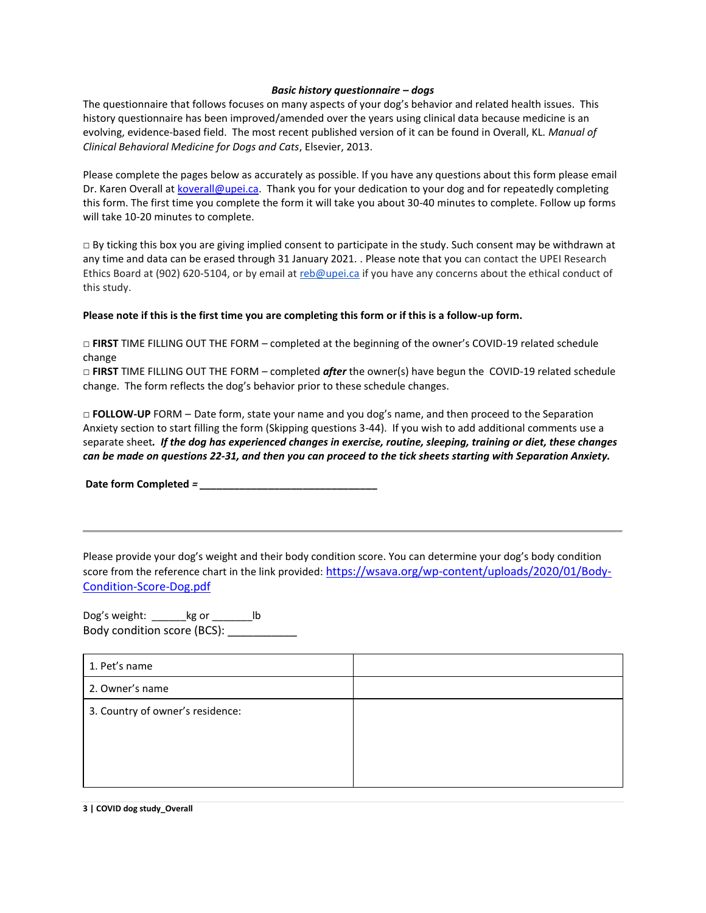***Basic history questionnaire – dogs***

The questionnaire that follows focuses on many aspects of your dog's behavior and related health issues. This history questionnaire has been improved/amended over the years using clinical data because medicine is an evolving, evidence-based field. The most recent published version of it can be found in Overall, KL. *Manual of Clinical Behavioral Medicine for Dogs and Cats*, Elsevier, 2013.

Please complete the pages below as accurately as possible. If you have any questions about this form please email Dr. Karen Overall at koverall@upei.ca. Thank you for your dedication to your dog and for repeatedly completing this form. The first time you complete the form it will take you about 30-40 minutes to complete. Follow up forms will take 10-20 minutes to complete.

□ By ticking this box you are giving implied consent to participate in the study. Such consent may be withdrawn at any time and data can be erased through 31 January 2021. . Please note that you can contact the UPEI Research Ethics Board at (902) 620-5104, or by email at reb@upei.ca if you have any concerns about the ethical conduct of this study.

**Please note if this is the first time you are completing this form or if this is a follow-up form.**

□ **FIRST** TIME FILLING OUT THE FORM – completed at the beginning of the owner's COVID-19 related schedule change

□ **FIRST** TIME FILLING OUT THE FORM – completed ***after*** the owner(s) have begun the COVID-19 related schedule change. The form reflects the dog's behavior prior to these schedule changes.

□ **FOLLOW-UP** FORM – Date form, state your name and you dog's name, and then proceed to the Separation Anxiety section to start filling the form (Skipping questions 3-44). If you wish to add additional comments use a separate sheet***. If the dog has experienced changes in exercise, routine, sleeping, training or diet, these changes can be made on questions 22-31, and then you can proceed to the tick sheets starting with Separation Anxiety.***

**Date form Completed = ________________________________**

---

Please provide your dog's weight and their body condition score. You can determine your dog's body condition score from the reference chart in the link provided: https://wsava.org/wp-content/uploads/2020/01/Body-Condition-Score-Dog.pdf

Dog's weight: ______kg or _______lb

Body condition score (BCS): ___________

| 1. Pet's name | |
|---|---|
| 2. Owner's name | |
| 3. Country of owner's residence: | |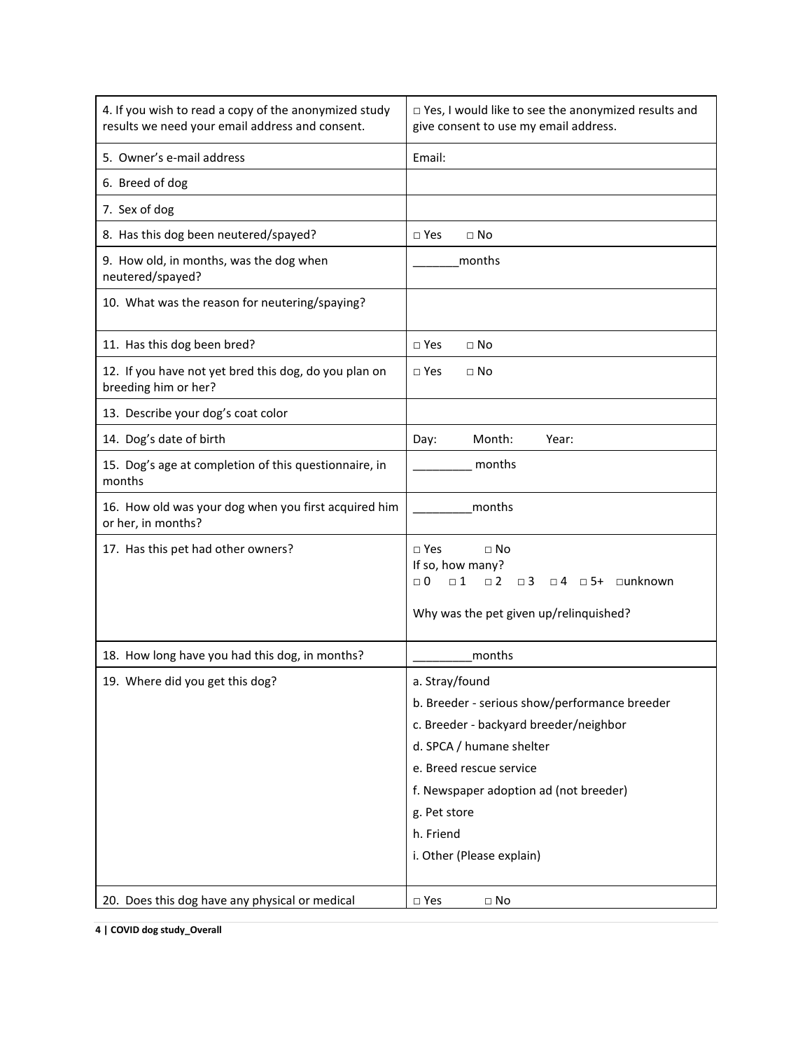| | |
|---|---|
| 4. If you wish to read a copy of the anonymized study results we need your email address and consent. | □ Yes, I would like to see the anonymized results and give consent to use my email address. |
| 5. Owner's e-mail address | Email: |
| 6. Breed of dog | |
| 7. Sex of dog | |
| 8. Has this dog been neutered/spayed? | □ Yes □ No |
| 9. How old, in months, was the dog when neutered/spayed? | _______months |
| 10. What was the reason for neutering/spaying? | |
| 11. Has this dog been bred? | □ Yes □ No |
| 12. If you have not yet bred this dog, do you plan on breeding him or her? | □ Yes □ No |
| 13. Describe your dog's coat color | |
| 14. Dog's date of birth | Day: Month: Year: |
| 15. Dog's age at completion of this questionnaire, in months | _________ months |
| 16. How old was your dog when you first acquired him or her, in months? | _________months |
| 17. Has this pet had other owners? | □ Yes □ No<br>If so, how many?<br>□ 0 □ 1 □ 2 □ 3 □ 4 □ 5+ □unknown<br><br>Why was the pet given up/relinquished? |
| 18. How long have you had this dog, in months? | _________months |
| 19. Where did you get this dog? | a. Stray/found<br>b. Breeder - serious show/performance breeder<br>c. Breeder - backyard breeder/neighbor<br>d. SPCA / humane shelter<br>e. Breed rescue service<br>f. Newspaper adoption ad (not breeder)<br>g. Pet store<br>h. Friend<br>i. Other (Please explain) |
| 20. Does this dog have any physical or medical | □ Yes □ No |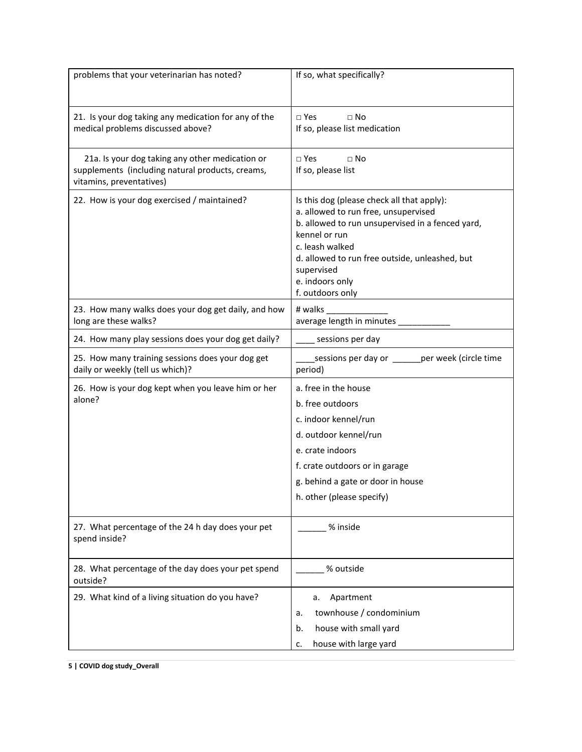| | |
|---|---|
| problems that your veterinarian has noted? | If so, what specifically? |
| 21. Is your dog taking any medication for any of the medical problems discussed above? | □ Yes □ No<br>If so, please list medication |
| 21a. Is your dog taking any other medication or supplements (including natural products, creams, vitamins, preventatives) | □ Yes □ No<br>If so, please list |
| 22. How is your dog exercised / maintained? | Is this dog (please check all that apply):<br>a. allowed to run free, unsupervised<br>b. allowed to run unsupervised in a fenced yard, kennel or run<br>c. leash walked<br>d. allowed to run free outside, unleashed, but supervised<br>e. indoors only<br>f. outdoors only |
| 23. How many walks does your dog get daily, and how long are these walks? | # walks _____________<br>average length in minutes ___________ |
| 24. How many play sessions does your dog get daily? | ____ sessions per day |
| 25. How many training sessions does your dog get daily or weekly (tell us which)? | ____sessions per day or ______per week (circle time period) |
| 26. How is your dog kept when you leave him or her alone? | a. free in the house<br>b. free outdoors<br>c. indoor kennel/run<br>d. outdoor kennel/run<br>e. crate indoors<br>f. crate outdoors or in garage<br>g. behind a gate or door in house<br>h. other (please specify) |
| 27. What percentage of the 24 h day does your pet spend inside? | ______ % inside |
| 28. What percentage of the day does your pet spend outside? | ______ % outside |
| 29. What kind of a living situation do you have? | a. Apartment<br>a. townhouse / condominium<br>b. house with small yard<br>c. house with large yard |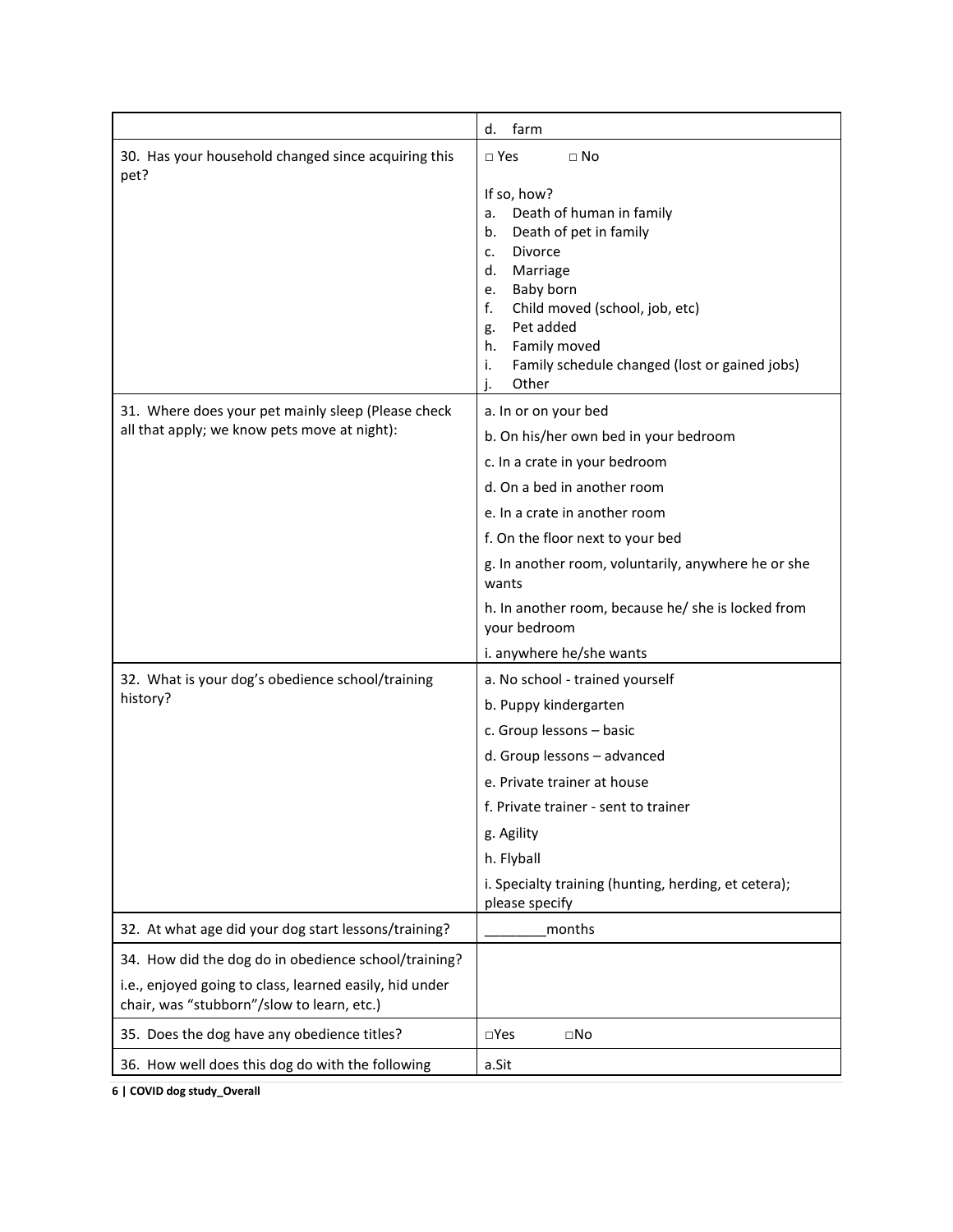| | |
|---|---|
| | d. farm |
| 30. Has your household changed since acquiring this pet? | □ Yes □ No<br><br>If so, how?<br>a. Death of human in family<br>b. Death of pet in family<br>c. Divorce<br>d. Marriage<br>e. Baby born<br>f. Child moved (school, job, etc)<br>g. Pet added<br>h. Family moved<br>i. Family schedule changed (lost or gained jobs)<br>j. Other |
| 31. Where does your pet mainly sleep (Please check all that apply; we know pets move at night): | a. In or on your bed<br>b. On his/her own bed in your bedroom<br>c. In a crate in your bedroom<br>d. On a bed in another room<br>e. In a crate in another room<br>f. On the floor next to your bed<br>g. In another room, voluntarily, anywhere he or she wants<br>h. In another room, because he/ she is locked from your bedroom<br>i. anywhere he/she wants |
| 32. What is your dog's obedience school/training history? | a. No school - trained yourself<br>b. Puppy kindergarten<br>c. Group lessons – basic<br>d. Group lessons – advanced<br>e. Private trainer at house<br>f. Private trainer - sent to trainer<br>g. Agility<br>h. Flyball<br>i. Specialty training (hunting, herding, et cetera); please specify |
| 32. At what age did your dog start lessons/training? | ________months |
| 34. How did the dog do in obedience school/training?<br>i.e., enjoyed going to class, learned easily, hid under chair, was "stubborn"/slow to learn, etc.) | |
| 35. Does the dog have any obedience titles? | □Yes □No |
| 36. How well does this dog do with the following | a.Sit |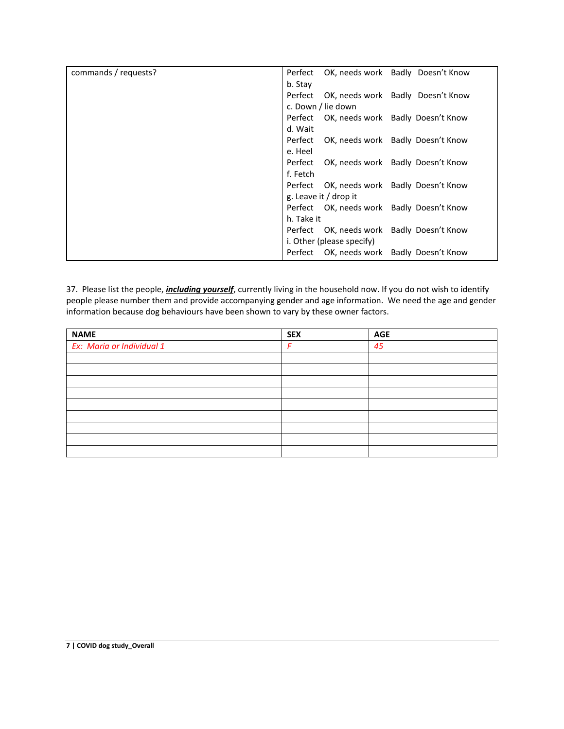| commands / requests? | Perfect OK, needs work Badly Doesn't Know<br>b. Stay<br>Perfect OK, needs work Badly Doesn't Know<br>c. Down / lie down<br>Perfect OK, needs work Badly Doesn't Know<br>d. Wait<br>Perfect OK, needs work Badly Doesn't Know<br>e. Heel<br>Perfect OK, needs work Badly Doesn't Know<br>f. Fetch<br>Perfect OK, needs work Badly Doesn't Know<br>g. Leave it / drop it<br>Perfect OK, needs work Badly Doesn't Know<br>h. Take it<br>Perfect OK, needs work Badly Doesn't Know<br>i. Other (please specify)<br>Perfect OK, needs work Badly Doesn't Know |
|---|---|

37. Please list the people, ***including yourself***, currently living in the household now. If you do not wish to identify people please number them and provide accompanying gender and age information. We need the age and gender information because dog behaviours have been shown to vary by these owner factors.

| NAME | SEX | AGE |
|---|---|---|
| *Ex: Maria or Individual 1* | *F* | *45* |
| | | |
| | | |
| | | |
| | | |
| | | |
| | | |
| | | |
| | | |
| | | |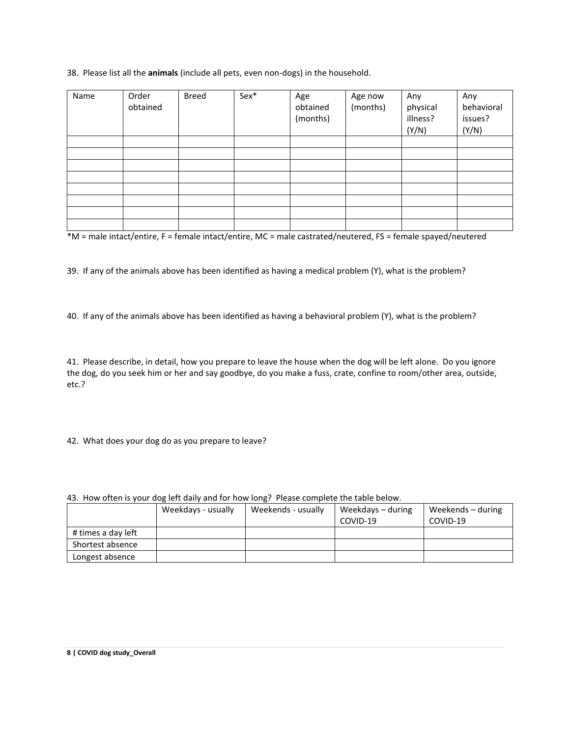38. Please list all the **animals** (include all pets, even non-dogs) in the household.

| Name | Order obtained | Breed | Sex* | Age obtained (months) | Age now (months) | Any physical illness? (Y/N) | Any behavioral issues? (Y/N) |
|---|---|---|---|---|---|---|---|
| | | | | | | | |
| | | | | | | | |
| | | | | | | | |
| | | | | | | | |
| | | | | | | | |
| | | | | | | | |
| | | | | | | | |
| | | | | | | | |

*M = male intact/entire, F = female intact/entire, MC = male castrated/neutered, FS = female spayed/neutered

39. If any of the animals above has been identified as having a medical problem (Y), what is the problem?

40. If any of the animals above has been identified as having a behavioral problem (Y), what is the problem?

41. Please describe, in detail, how you prepare to leave the house when the dog will be left alone. Do you ignore the dog, do you seek him or her and say goodbye, do you make a fuss, crate, confine to room/other area, outside, etc.?

42. What does your dog do as you prepare to leave?

43. How often is your dog left daily and for how long? Please complete the table below.

| | Weekdays - usually | Weekends - usually | Weekdays – during COVID-19 | Weekends – during COVID-19 |
|---|---|---|---|---|
| # times a day left | | | | |
| Shortest absence | | | | |
| Longest absence | | | | |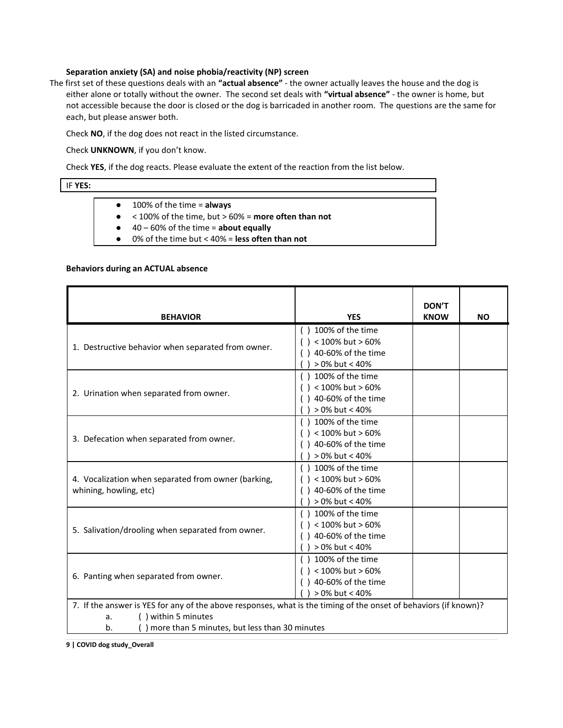**Separation anxiety (SA) and noise phobia/reactivity (NP) screen**

The first set of these questions deals with an **"actual absence"** - the owner actually leaves the house and the dog is either alone or totally without the owner. The second set deals with **"virtual absence"** - the owner is home, but not accessible because the door is closed or the dog is barricaded in another room. The questions are the same for each, but please answer both.

Check **NO**, if the dog does not react in the listed circumstance.

Check **UNKNOWN**, if you don't know.

Check **YES**, if the dog reacts. Please evaluate the extent of the reaction from the list below.

IF **YES:**

- 100% of the time = **always**
- < 100% of the time, but > 60% = **more often than not**
- 40 – 60% of the time = **about equally**
- 0% of the time but < 40% = **less often than not**

**Behaviors during an ACTUAL absence**

| BEHAVIOR | YES | DON'T KNOW | NO |
|---|---|---|---|
| 1. Destructive behavior when separated from owner. | ( ) 100% of the time<br>( ) < 100% but > 60%<br>( ) 40-60% of the time<br>( ) > 0% but < 40% | | |
| 2. Urination when separated from owner. | ( ) 100% of the time<br>( ) < 100% but > 60%<br>( ) 40-60% of the time<br>( ) > 0% but < 40% | | |
| 3. Defecation when separated from owner. | ( ) 100% of the time<br>( ) < 100% but > 60%<br>( ) 40-60% of the time<br>( ) > 0% but < 40% | | |
| 4. Vocalization when separated from owner (barking, whining, howling, etc) | ( ) 100% of the time<br>( ) < 100% but > 60%<br>( ) 40-60% of the time<br>( ) > 0% but < 40% | | |
| 5. Salivation/drooling when separated from owner. | ( ) 100% of the time<br>( ) < 100% but > 60%<br>( ) 40-60% of the time<br>( ) > 0% but < 40% | | |
| 6. Panting when separated from owner. | ( ) 100% of the time<br>( ) < 100% but > 60%<br>( ) 40-60% of the time<br>( ) > 0% but < 40% | | |

7. If the answer is YES for any of the above responses, what is the timing of the onset of behaviors (if known)?

a. ( ) within 5 minutes
b. ( ) more than 5 minutes, but less than 30 minutes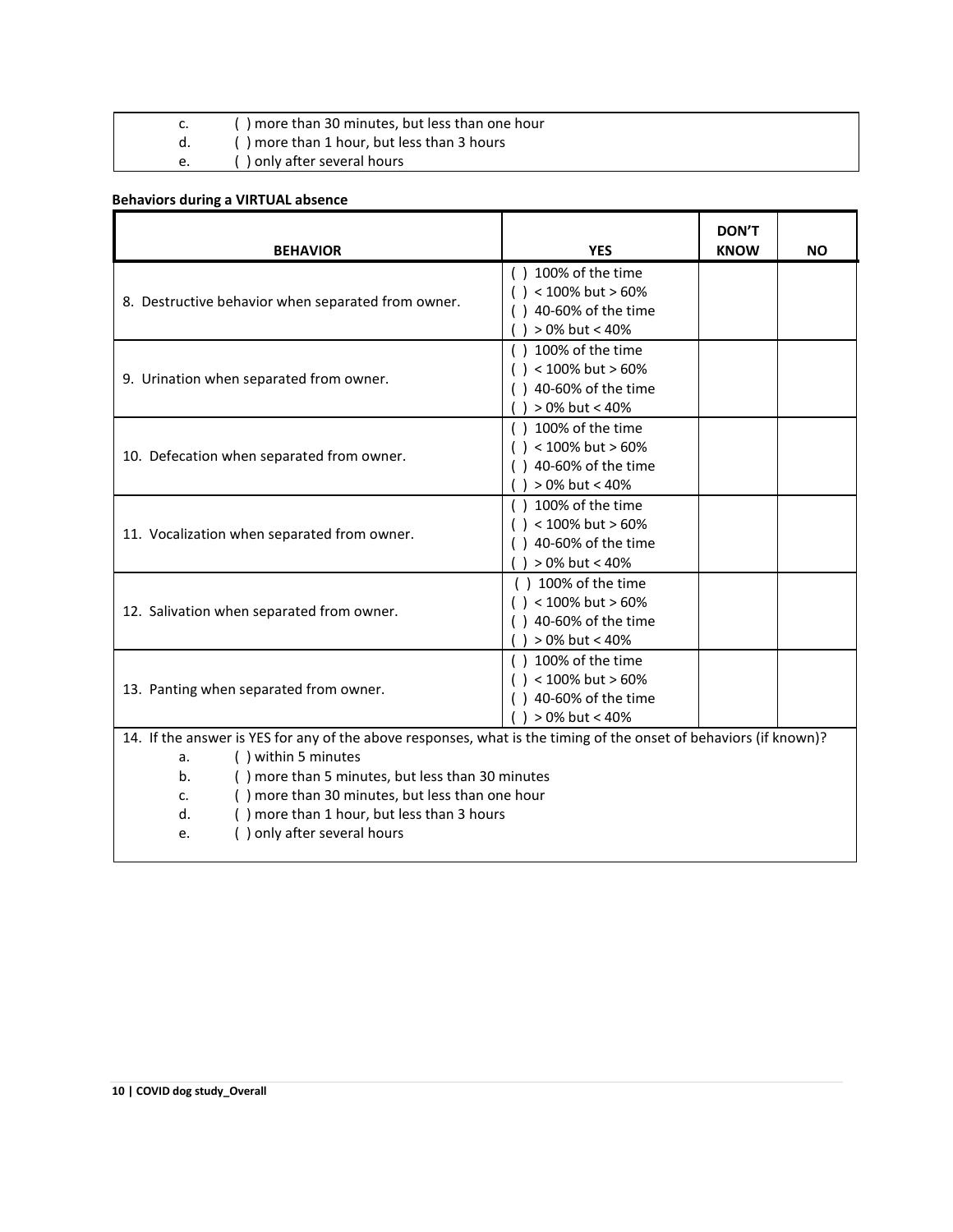c. ( ) more than 30 minutes, but less than one hour
d. ( ) more than 1 hour, but less than 3 hours
e. ( ) only after several hours

**Behaviors during a VIRTUAL absence**

| BEHAVIOR | YES | DON'T KNOW | NO |
|---|---|---|---|
| 8. Destructive behavior when separated from owner. | ( ) 100% of the time<br>( ) < 100% but > 60%<br>( ) 40-60% of the time<br>( ) > 0% but < 40% | | |
| 9. Urination when separated from owner. | ( ) 100% of the time<br>( ) < 100% but > 60%<br>( ) 40-60% of the time<br>( ) > 0% but < 40% | | |
| 10. Defecation when separated from owner. | ( ) 100% of the time<br>( ) < 100% but > 60%<br>( ) 40-60% of the time<br>( ) > 0% but < 40% | | |
| 11. Vocalization when separated from owner. | ( ) 100% of the time<br>( ) < 100% but > 60%<br>( ) 40-60% of the time<br>( ) > 0% but < 40% | | |
| 12. Salivation when separated from owner. | ( ) 100% of the time<br>( ) < 100% but > 60%<br>( ) 40-60% of the time<br>( ) > 0% but < 40% | | |
| 13. Panting when separated from owner. | ( ) 100% of the time<br>( ) < 100% but > 60%<br>( ) 40-60% of the time<br>( ) > 0% but < 40% | | |

14. If the answer is YES for any of the above responses, what is the timing of the onset of behaviors (if known)?

a. ( ) within 5 minutes
b. ( ) more than 5 minutes, but less than 30 minutes
c. ( ) more than 30 minutes, but less than one hour
d. ( ) more than 1 hour, but less than 3 hours
e. ( ) only after several hours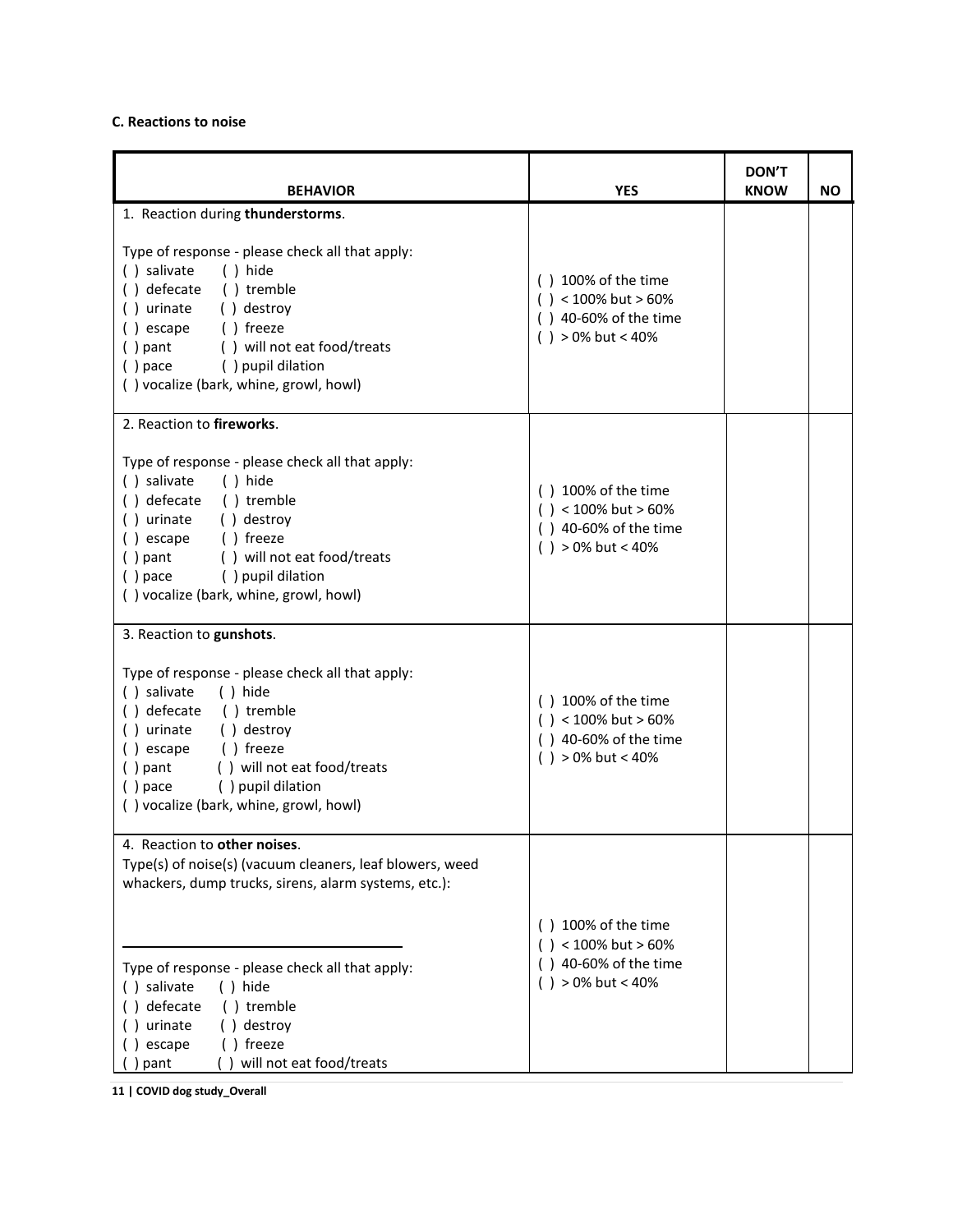**C. Reactions to noise**

| BEHAVIOR | YES | DON'T KNOW | NO |
|---|---|---|---|
| 1. Reaction during **thunderstorms**.<br><br>Type of response - please check all that apply:<br>( ) salivate ( ) hide<br>( ) defecate ( ) tremble<br>( ) urinate ( ) destroy<br>( ) escape ( ) freeze<br>( ) pant ( ) will not eat food/treats<br>( ) pace ( ) pupil dilation<br>( ) vocalize (bark, whine, growl, howl) | ( ) 100% of the time<br>( ) < 100% but > 60%<br>( ) 40-60% of the time<br>( ) > 0% but < 40% | | |
| 2. Reaction to **fireworks**.<br><br>Type of response - please check all that apply:<br>( ) salivate ( ) hide<br>( ) defecate ( ) tremble<br>( ) urinate ( ) destroy<br>( ) escape ( ) freeze<br>( ) pant ( ) will not eat food/treats<br>( ) pace ( ) pupil dilation<br>( ) vocalize (bark, whine, growl, howl) | ( ) 100% of the time<br>( ) < 100% but > 60%<br>( ) 40-60% of the time<br>( ) > 0% but < 40% | | |
| 3. Reaction to **gunshots**.<br><br>Type of response - please check all that apply:<br>( ) salivate ( ) hide<br>( ) defecate ( ) tremble<br>( ) urinate ( ) destroy<br>( ) escape ( ) freeze<br>( ) pant ( ) will not eat food/treats<br>( ) pace ( ) pupil dilation<br>( ) vocalize (bark, whine, growl, howl) | ( ) 100% of the time<br>( ) < 100% but > 60%<br>( ) 40-60% of the time<br>( ) > 0% but < 40% | | |
| 4. Reaction to **other noises**.<br>Type(s) of noise(s) (vacuum cleaners, leaf blowers, weed whackers, dump trucks, sirens, alarm systems, etc.):<br><br>\_\_\_\_\_\_\_\_\_\_\_\_\_\_\_\_\_\_\_\_\_\_\_\_<br><br>Type of response - please check all that apply:<br>( ) salivate ( ) hide<br>( ) defecate ( ) tremble<br>( ) urinate ( ) destroy<br>( ) escape ( ) freeze<br>( ) pant ( ) will not eat food/treats | ( ) 100% of the time<br>( ) < 100% but > 60%<br>( ) 40-60% of the time<br>( ) > 0% but < 40% | | |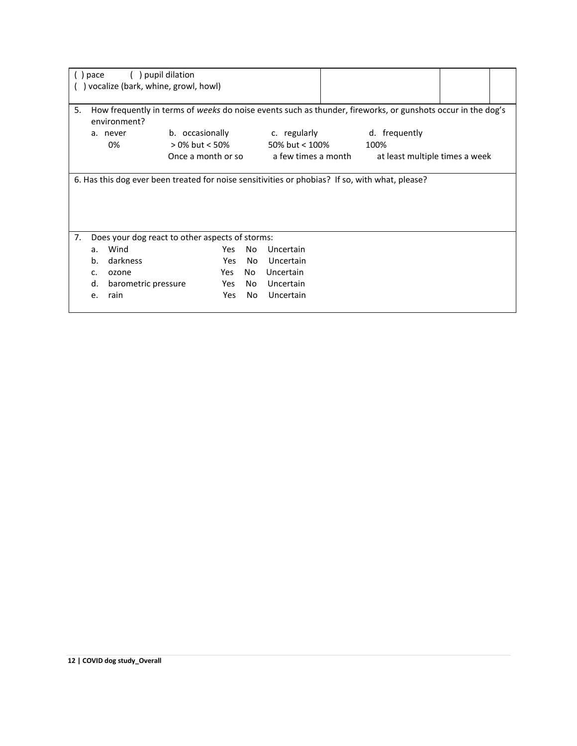| ( ) pace ( ) pupil dilation<br>( ) vocalize (bark, whine, growl, howl) | | | |
|---|---|---|---|

5. How frequently in terms of *weeks* do noise events such as thunder, fireworks, or gunshots occur in the dog's environment?

| a. never | b. occasionally | c. regularly | d. frequently |
|---|---|---|---|
| 0% | > 0% but < 50% | 50% but < 100% | 100% |
| | Once a month or so | a few times a month | at least multiple times a week |

6. Has this dog ever been treated for noise sensitivities or phobias? If so, with what, please?

7. Does your dog react to other aspects of storms:

| | | | | |
|---|---|---|---|---|
| a. | Wind | Yes | No | Uncertain |
| b. | darkness | Yes | No | Uncertain |
| c. | ozone | Yes | No | Uncertain |
| d. | barometric pressure | Yes | No | Uncertain |
| e. | rain | Yes | No | Uncertain |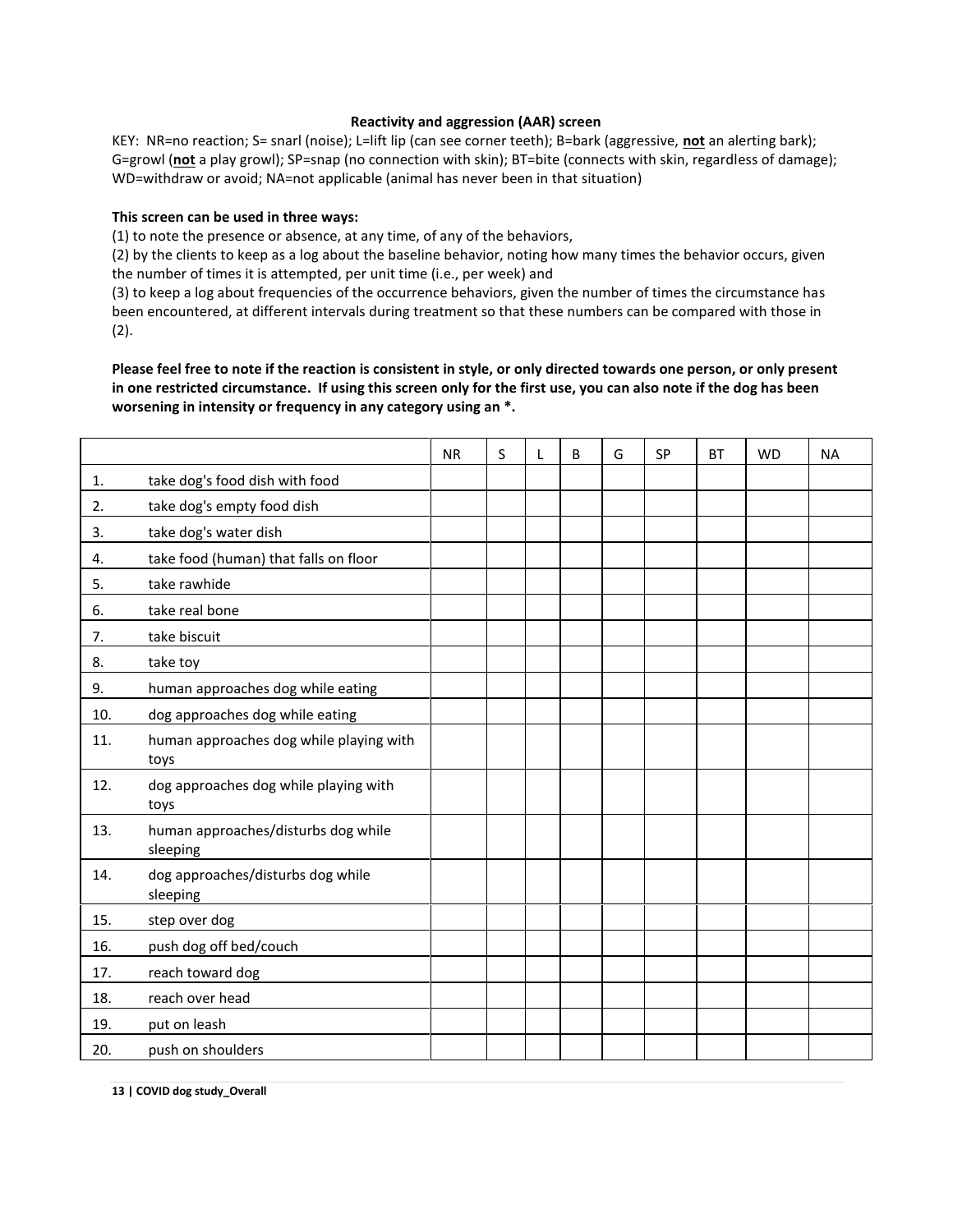**Reactivity and aggression (AAR) screen**

KEY: NR=no reaction; S= snarl (noise); L=lift lip (can see corner teeth); B=bark (aggressive, **not** an alerting bark); G=growl (**not** a play growl); SP=snap (no connection with skin); BT=bite (connects with skin, regardless of damage); WD=withdraw or avoid; NA=not applicable (animal has never been in that situation)

**This screen can be used in three ways:**

(1) to note the presence or absence, at any time, of any of the behaviors,

(2) by the clients to keep as a log about the baseline behavior, noting how many times the behavior occurs, given the number of times it is attempted, per unit time (i.e., per week) and

(3) to keep a log about frequencies of the occurrence behaviors, given the number of times the circumstance has been encountered, at different intervals during treatment so that these numbers can be compared with those in (2).

**Please feel free to note if the reaction is consistent in style, or only directed towards one person, or only present in one restricted circumstance. If using this screen only for the first use, you can also note if the dog has been worsening in intensity or frequency in any category using an *.**

| | | NR | S | L | B | G | SP | BT | WD | NA |
|---|---|---|---|---|---|---|---|---|---|---|
| 1. | take dog's food dish with food | | | | | | | | | |
| 2. | take dog's empty food dish | | | | | | | | | |
| 3. | take dog's water dish | | | | | | | | | |
| 4. | take food (human) that falls on floor | | | | | | | | | |
| 5. | take rawhide | | | | | | | | | |
| 6. | take real bone | | | | | | | | | |
| 7. | take biscuit | | | | | | | | | |
| 8. | take toy | | | | | | | | | |
| 9. | human approaches dog while eating | | | | | | | | | |
| 10. | dog approaches dog while eating | | | | | | | | | |
| 11. | human approaches dog while playing with toys | | | | | | | | | |
| 12. | dog approaches dog while playing with toys | | | | | | | | | |
| 13. | human approaches/disturbs dog while sleeping | | | | | | | | | |
| 14. | dog approaches/disturbs dog while sleeping | | | | | | | | | |
| 15. | step over dog | | | | | | | | | |
| 16. | push dog off bed/couch | | | | | | | | | |
| 17. | reach toward dog | | | | | | | | | |
| 18. | reach over head | | | | | | | | | |
| 19. | put on leash | | | | | | | | | |
| 20. | push on shoulders | | | | | | | | | |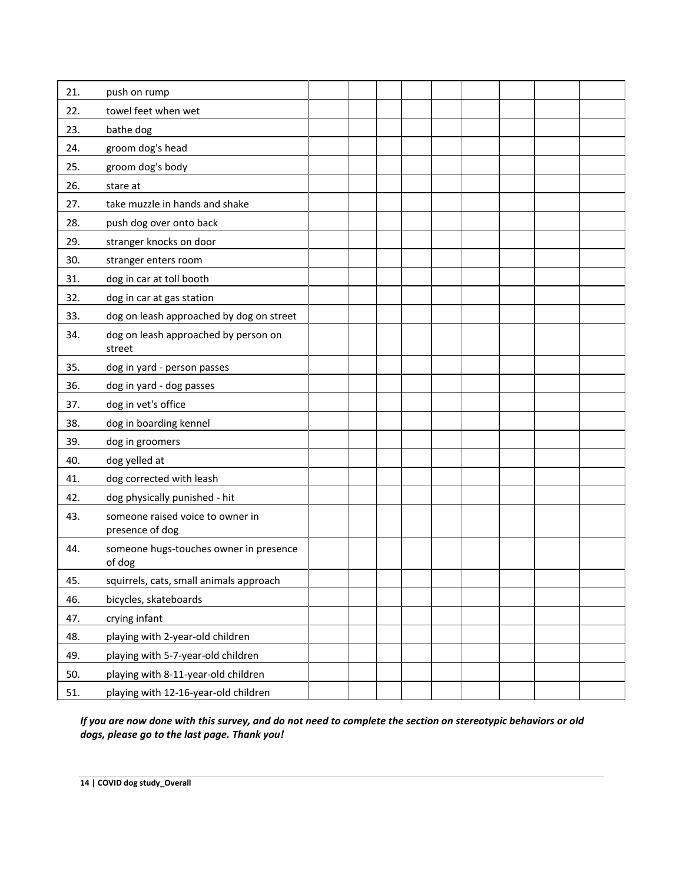| | | | | | | | | | | |
|---|---|---|---|---|---|---|---|---|---|---|
| 21. | push on rump | | | | | | | | | |
| 22. | towel feet when wet | | | | | | | | | |
| 23. | bathe dog | | | | | | | | | |
| 24. | groom dog's head | | | | | | | | | |
| 25. | groom dog's body | | | | | | | | | |
| 26. | stare at | | | | | | | | | |
| 27. | take muzzle in hands and shake | | | | | | | | | |
| 28. | push dog over onto back | | | | | | | | | |
| 29. | stranger knocks on door | | | | | | | | | |
| 30. | stranger enters room | | | | | | | | | |
| 31. | dog in car at toll booth | | | | | | | | | |
| 32. | dog in car at gas station | | | | | | | | | |
| 33. | dog on leash approached by dog on street | | | | | | | | | |
| 34. | dog on leash approached by person on street | | | | | | | | | |
| 35. | dog in yard - person passes | | | | | | | | | |
| 36. | dog in yard - dog passes | | | | | | | | | |
| 37. | dog in vet's office | | | | | | | | | |
| 38. | dog in boarding kennel | | | | | | | | | |
| 39. | dog in groomers | | | | | | | | | |
| 40. | dog yelled at | | | | | | | | | |
| 41. | dog corrected with leash | | | | | | | | | |
| 42. | dog physically punished - hit | | | | | | | | | |
| 43. | someone raised voice to owner in presence of dog | | | | | | | | | |
| 44. | someone hugs-touches owner in presence of dog | | | | | | | | | |
| 45. | squirrels, cats, small animals approach | | | | | | | | | |
| 46. | bicycles, skateboards | | | | | | | | | |
| 47. | crying infant | | | | | | | | | |
| 48. | playing with 2-year-old children | | | | | | | | | |
| 49. | playing with 5-7-year-old children | | | | | | | | | |
| 50. | playing with 8-11-year-old children | | | | | | | | | |
| 51. | playing with 12-16-year-old children | | | | | | | | | |

***If you are now done with this survey, and do not need to complete the section on stereotypic behaviors or old dogs, please go to the last page. Thank you!***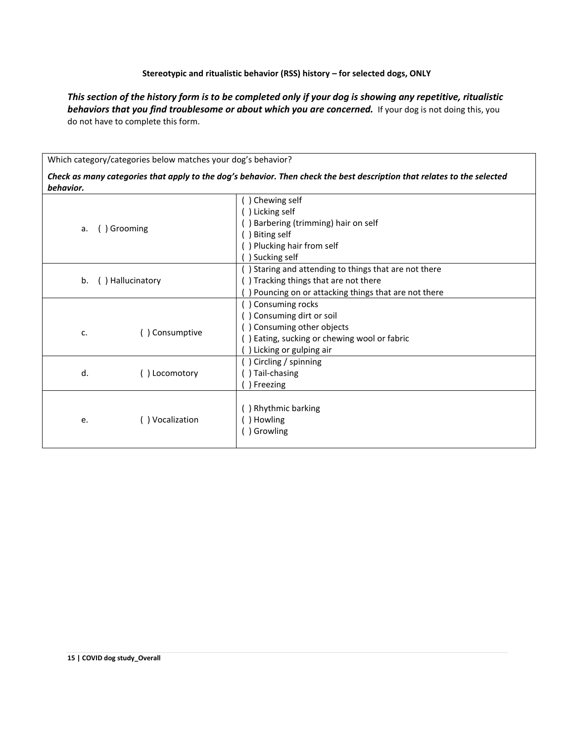**Stereotypic and ritualistic behavior (RSS) history – for selected dogs, ONLY**

***This section of the history form is to be completed only if your dog is showing any repetitive, ritualistic behaviors that you find troublesome or about which you are concerned.*** If your dog is not doing this, you do not have to complete this form.

| Which category/categories below matches your dog's behavior?<br><br>***Check as many categories that apply to the dog's behavior. Then check the best description that relates to the selected behavior.*** | |
|---|---|
| a. ( ) Grooming | ( ) Chewing self<br>( ) Licking self<br>( ) Barbering (trimming) hair on self<br>( ) Biting self<br>( ) Plucking hair from self<br>( ) Sucking self |
| b. ( ) Hallucinatory | ( ) Staring and attending to things that are not there<br>( ) Tracking things that are not there<br>( ) Pouncing on or attacking things that are not there |
| c. ( ) Consumptive | ( ) Consuming rocks<br>( ) Consuming dirt or soil<br>( ) Consuming other objects<br>( ) Eating, sucking or chewing wool or fabric<br>( ) Licking or gulping air |
| d. ( ) Locomotory | ( ) Circling / spinning<br>( ) Tail-chasing<br>( ) Freezing |
| e. ( ) Vocalization | ( ) Rhythmic barking<br>( ) Howling<br>( ) Growling |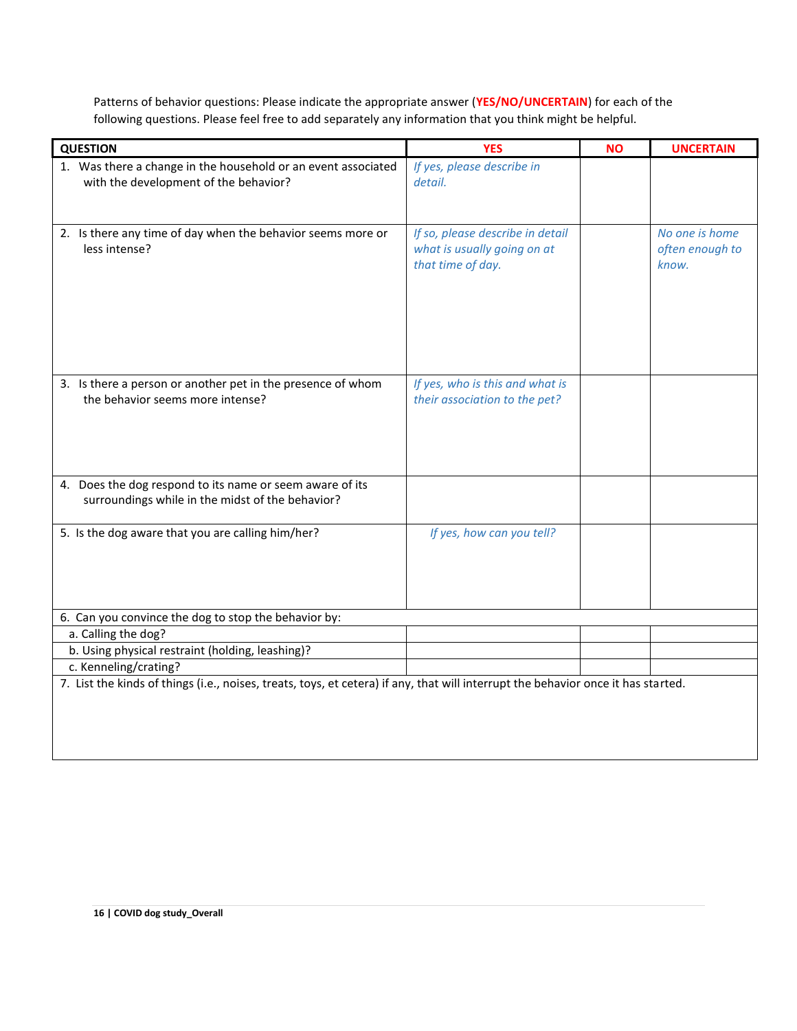Patterns of behavior questions: Please indicate the appropriate answer (**YES/NO/UNCERTAIN**) for each of the following questions. Please feel free to add separately any information that you think might be helpful.

| QUESTION | YES | NO | UNCERTAIN |
|---|---|---|---|
| 1. Was there a change in the household or an event associated with the development of the behavior? | *If yes, please describe in detail.* | | |
| 2. Is there any time of day when the behavior seems more or less intense? | *If so, please describe in detail what is usually going on at that time of day.* | | *No one is home often enough to know.* |
| 3. Is there a person or another pet in the presence of whom the behavior seems more intense? | *If yes, who is this and what is their association to the pet?* | | |
| 4. Does the dog respond to its name or seem aware of its surroundings while in the midst of the behavior? | | | |
| 5. Is the dog aware that you are calling him/her? | *If yes, how can you tell?* | | |
| 6. Can you convince the dog to stop the behavior by: | | | |
| a. Calling the dog? | | | |
| b. Using physical restraint (holding, leashing)? | | | |
| c. Kenneling/crating? | | | |
| 7. List the kinds of things (i.e., noises, treats, toys, et cetera) if any, that will interrupt the behavior once it has started. | | | |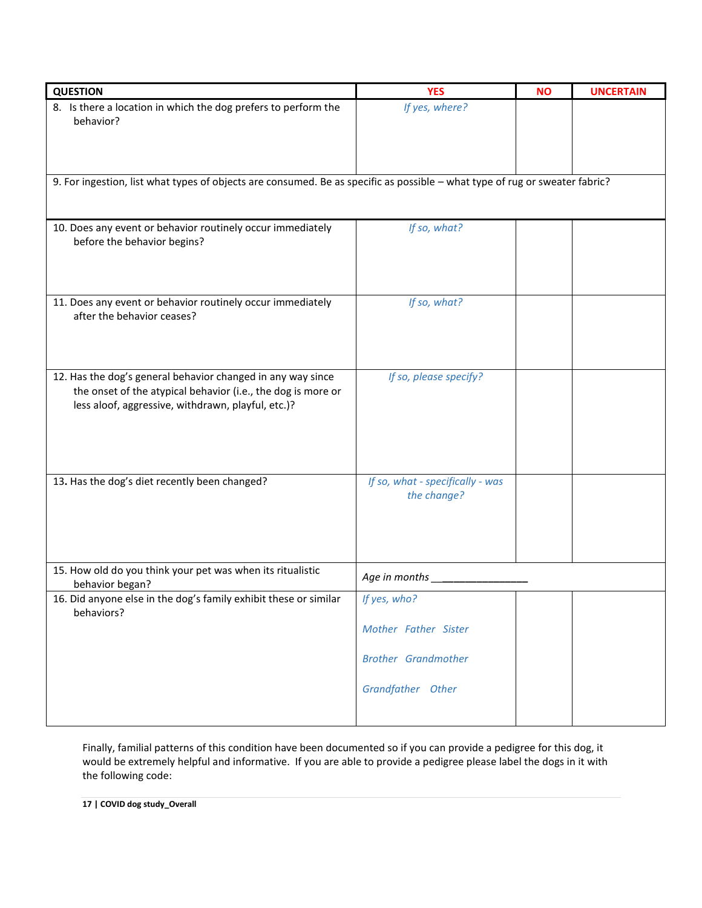| QUESTION | YES | NO | UNCERTAIN |
|---|---|---|---|
| 8. Is there a location in which the dog prefers to perform the behavior? | *If yes, where?* | | |
| 9. For ingestion, list what types of objects are consumed. Be as specific as possible – what type of rug or sweater fabric? | | | |
| 10. Does any event or behavior routinely occur immediately before the behavior begins? | *If so, what?* | | |
| 11. Does any event or behavior routinely occur immediately after the behavior ceases? | *If so, what?* | | |
| 12. Has the dog's general behavior changed in any way since the onset of the atypical behavior (i.e., the dog is more or less aloof, aggressive, withdrawn, playful, etc.)? | *If so, please specify?* | | |
| 13. Has the dog's diet recently been changed? | *If so, what - specifically - was the change?* | | |
| 15. How old do you think your pet was when its ritualistic behavior began? | *Age in months* ________________ | | |
| 16. Did anyone else in the dog's family exhibit these or similar behaviors? | *If yes, who?* *Mother Father Sister* *Brother Grandmother* *Grandfather Other* | | |

Finally, familial patterns of this condition have been documented so if you can provide a pedigree for this dog, it would be extremely helpful and informative. If you are able to provide a pedigree please label the dogs in it with the following code: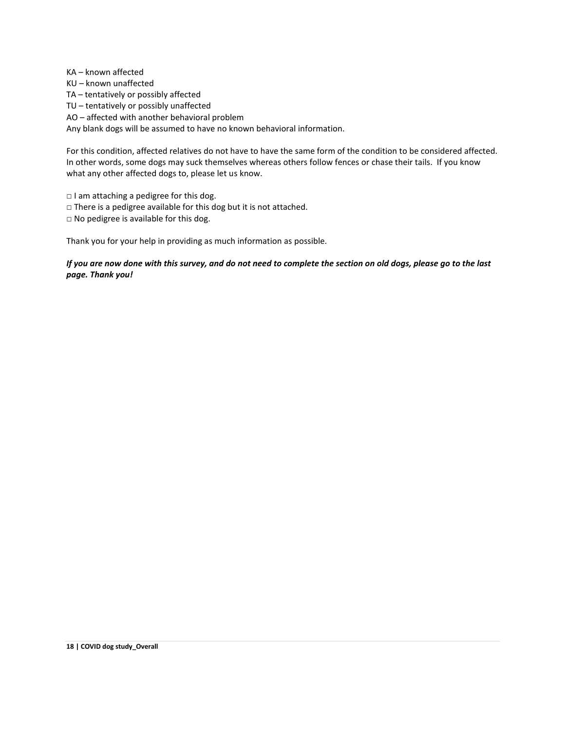KA – known affected
KU – known unaffected
TA – tentatively or possibly affected
TU – tentatively or possibly unaffected
AO – affected with another behavioral problem
Any blank dogs will be assumed to have no known behavioral information.

For this condition, affected relatives do not have to have the same form of the condition to be considered affected. In other words, some dogs may suck themselves whereas others follow fences or chase their tails. If you know what any other affected dogs to, please let us know.

□ I am attaching a pedigree for this dog.
□ There is a pedigree available for this dog but it is not attached.
□ No pedigree is available for this dog.

Thank you for your help in providing as much information as possible.

***If you are now done with this survey, and do not need to complete the section on old dogs, please go to the last page. Thank you!***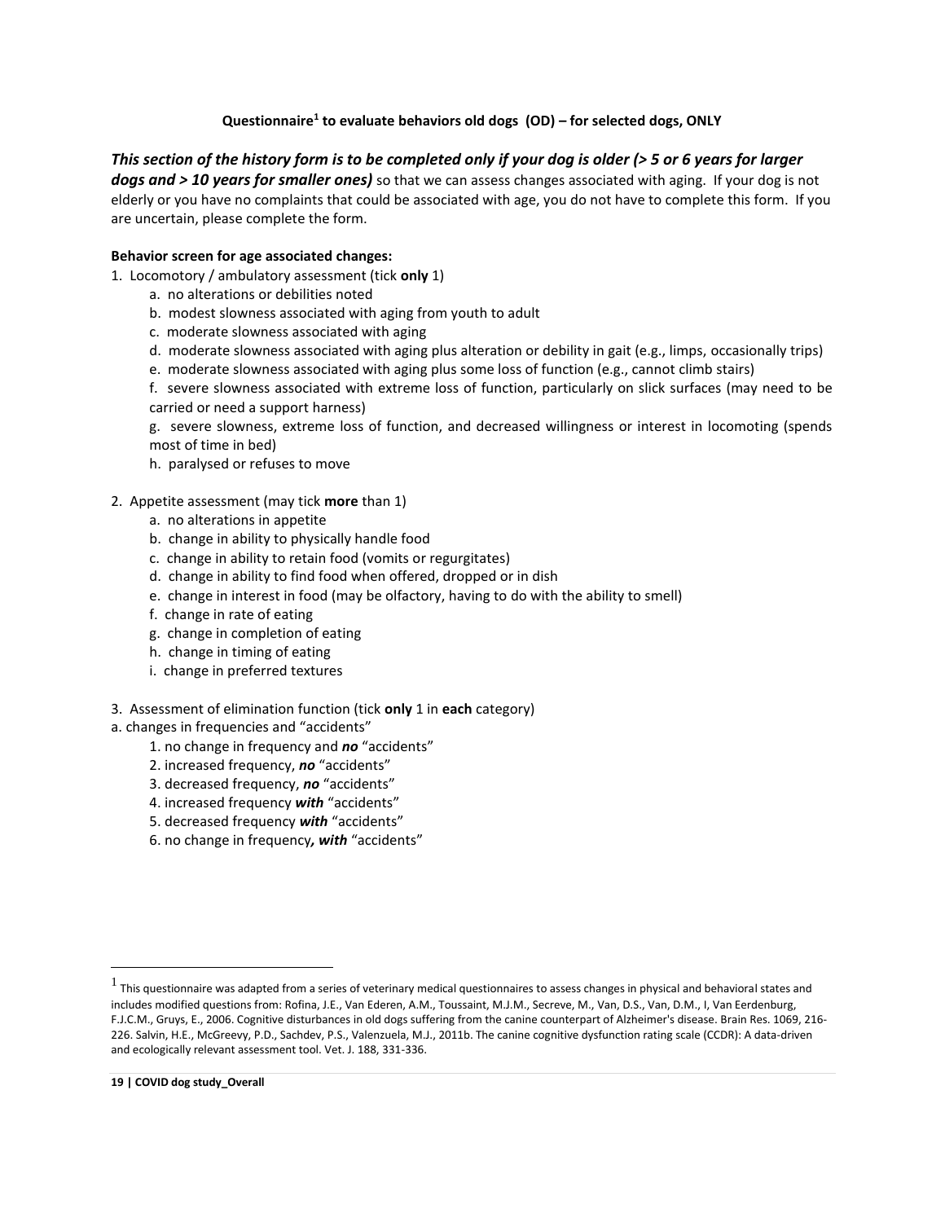**Questionnaire[1] to evaluate behaviors old dogs (OD) – for selected dogs, ONLY**

***This section of the history form is to be completed only if your dog is older (> 5 or 6 years for larger dogs and > 10 years for smaller ones)*** so that we can assess changes associated with aging. If your dog is not elderly or you have no complaints that could be associated with age, you do not have to complete this form. If you are uncertain, please complete the form.

**Behavior screen for age associated changes:**

1. Locomotory / ambulatory assessment (tick **only** 1)
   - a. no alterations or debilities noted
   - b. modest slowness associated with aging from youth to adult
   - c. moderate slowness associated with aging
   - d. moderate slowness associated with aging plus alteration or debility in gait (e.g., limps, occasionally trips)
   - e. moderate slowness associated with aging plus some loss of function (e.g., cannot climb stairs)
   - f. severe slowness associated with extreme loss of function, particularly on slick surfaces (may need to be carried or need a support harness)
   - g. severe slowness, extreme loss of function, and decreased willingness or interest in locomoting (spends most of time in bed)
   - h. paralysed or refuses to move

2. Appetite assessment (may tick **more** than 1)
   - a. no alterations in appetite
   - b. change in ability to physically handle food
   - c. change in ability to retain food (vomits or regurgitates)
   - d. change in ability to find food when offered, dropped or in dish
   - e. change in interest in food (may be olfactory, having to do with the ability to smell)
   - f. change in rate of eating
   - g. change in completion of eating
   - h. change in timing of eating
   - i. change in preferred textures

3. Assessment of elimination function (tick **only** 1 in **each** category)

a. changes in frequencies and "accidents"

   1. no change in frequency and ***no*** "accidents"
   2. increased frequency, ***no*** "accidents"
   3. decreased frequency, ***no*** "accidents"
   4. increased frequency ***with*** "accidents"
   5. decreased frequency ***with*** "accidents"
   6. no change in frequency***, with*** "accidents"

---

[1] This questionnaire was adapted from a series of veterinary medical questionnaires to assess changes in physical and behavioral states and includes modified questions from: Rofina, J.E., Van Ederen, A.M., Toussaint, M.J.M., Secreve, M., Van, D.S., Van, D.M., I, Van Eerdenburg, F.J.C.M., Gruys, E., 2006. Cognitive disturbances in old dogs suffering from the canine counterpart of Alzheimer's disease. Brain Res. 1069, 216-226. Salvin, H.E., McGreevy, P.D., Sachdev, P.S., Valenzuela, M.J., 2011b. The canine cognitive dysfunction rating scale (CCDR): A data-driven and ecologically relevant assessment tool. Vet. J. 188, 331-336.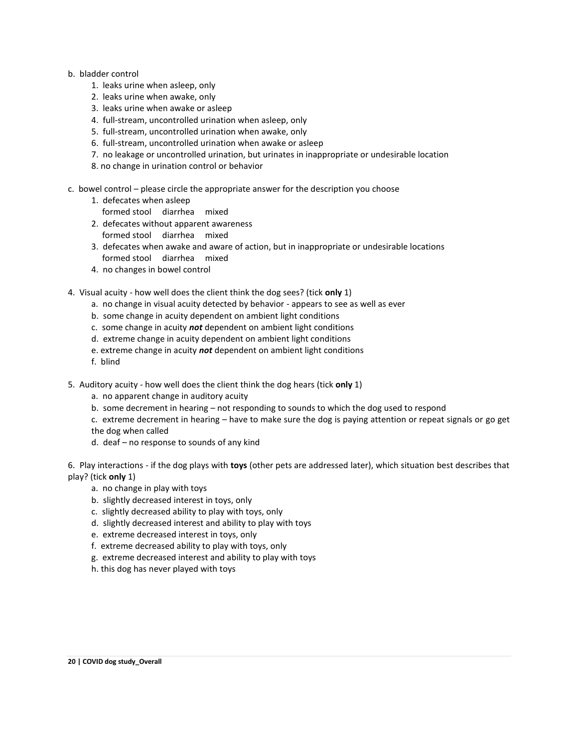b. bladder control

1. leaks urine when asleep, only
2. leaks urine when awake, only
3. leaks urine when awake or asleep
4. full-stream, uncontrolled urination when asleep, only
5. full-stream, uncontrolled urination when awake, only
6. full-stream, uncontrolled urination when awake or asleep
7. no leakage or uncontrolled urination, but urinates in inappropriate or undesirable location
8. no change in urination control or behavior

c. bowel control – please circle the appropriate answer for the description you choose

1. defecates when asleep
   formed stool     diarrhea     mixed
2. defecates without apparent awareness
   formed stool     diarrhea     mixed
3. defecates when awake and aware of action, but in inappropriate or undesirable locations
   formed stool     diarrhea     mixed
4. no changes in bowel control

4. Visual acuity - how well does the client think the dog sees? (tick **only** 1)

a. no change in visual acuity detected by behavior - appears to see as well as ever
b. some change in acuity dependent on ambient light conditions
c. some change in acuity ***not*** dependent on ambient light conditions
d. extreme change in acuity dependent on ambient light conditions
e. extreme change in acuity ***not*** dependent on ambient light conditions
f. blind

5. Auditory acuity - how well does the client think the dog hears (tick **only** 1)

a. no apparent change in auditory acuity
b. some decrement in hearing – not responding to sounds to which the dog used to respond
c. extreme decrement in hearing – have to make sure the dog is paying attention or repeat signals or go get the dog when called
d. deaf – no response to sounds of any kind

6. Play interactions - if the dog plays with **toys** (other pets are addressed later), which situation best describes that play? (tick **only** 1)

a. no change in play with toys
b. slightly decreased interest in toys, only
c. slightly decreased ability to play with toys, only
d. slightly decreased interest and ability to play with toys
e. extreme decreased interest in toys, only
f. extreme decreased ability to play with toys, only
g. extreme decreased interest and ability to play with toys
h. this dog has never played with toys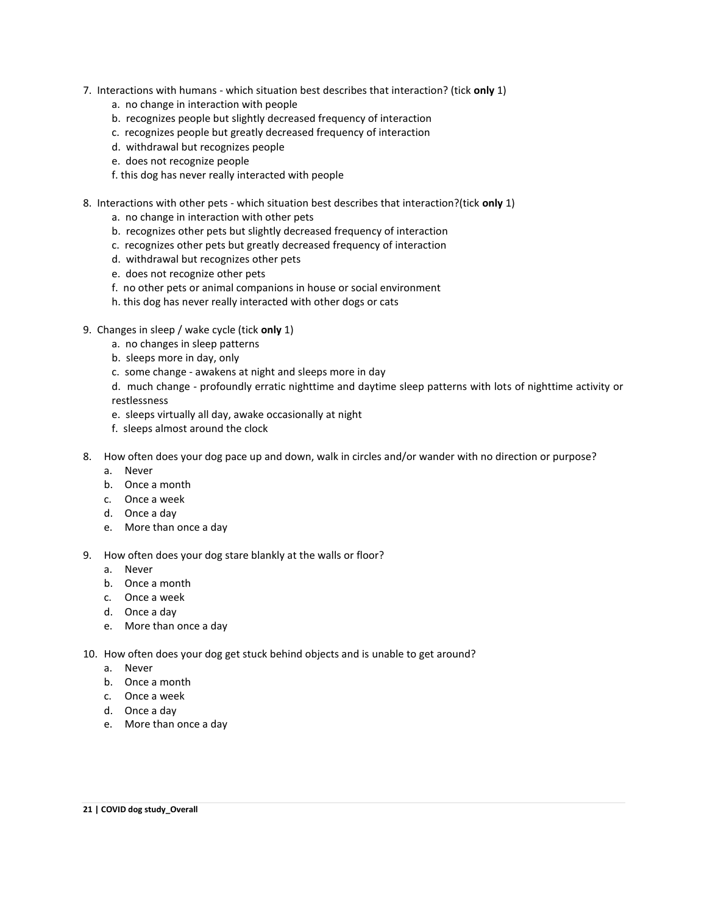7. Interactions with humans - which situation best describes that interaction? (tick **only** 1)
    a. no change in interaction with people
    b. recognizes people but slightly decreased frequency of interaction
    c. recognizes people but greatly decreased frequency of interaction
    d. withdrawal but recognizes people
    e. does not recognize people
    f. this dog has never really interacted with people

8. Interactions with other pets - which situation best describes that interaction?(tick **only** 1)
    a. no change in interaction with other pets
    b. recognizes other pets but slightly decreased frequency of interaction
    c. recognizes other pets but greatly decreased frequency of interaction
    d. withdrawal but recognizes other pets
    e. does not recognize other pets
    f. no other pets or animal companions in house or social environment
    h. this dog has never really interacted with other dogs or cats

9. Changes in sleep / wake cycle (tick **only** 1)
    a. no changes in sleep patterns
    b. sleeps more in day, only
    c. some change - awakens at night and sleeps more in day
    d. much change - profoundly erratic nighttime and daytime sleep patterns with lots of nighttime activity or restlessness
    e. sleeps virtually all day, awake occasionally at night
    f. sleeps almost around the clock

8. How often does your dog pace up and down, walk in circles and/or wander with no direction or purpose?
    a. Never
    b. Once a month
    c. Once a week
    d. Once a day
    e. More than once a day

9. How often does your dog stare blankly at the walls or floor?
    a. Never
    b. Once a month
    c. Once a week
    d. Once a day
    e. More than once a day

10. How often does your dog get stuck behind objects and is unable to get around?
    a. Never
    b. Once a month
    c. Once a week
    d. Once a day
    e. More than once a day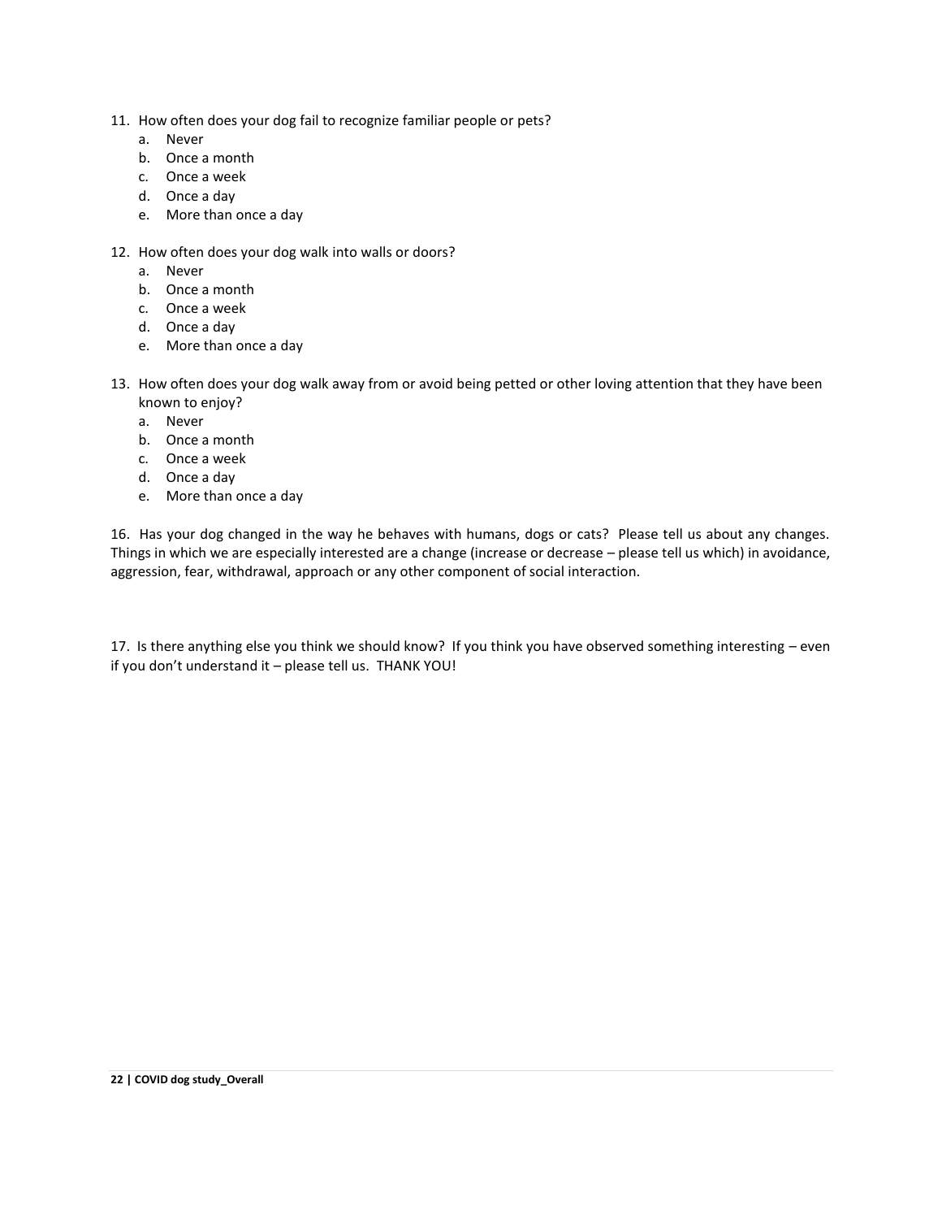11. How often does your dog fail to recognize familiar people or pets?
    a. Never
    b. Once a month
    c. Once a week
    d. Once a day
    e. More than once a day

12. How often does your dog walk into walls or doors?
    a. Never
    b. Once a month
    c. Once a week
    d. Once a day
    e. More than once a day

13. How often does your dog walk away from or avoid being petted or other loving attention that they have been known to enjoy?
    a. Never
    b. Once a month
    c. Once a week
    d. Once a day
    e. More than once a day

16. Has your dog changed in the way he behaves with humans, dogs or cats? Please tell us about any changes. Things in which we are especially interested are a change (increase or decrease – please tell us which) in avoidance, aggression, fear, withdrawal, approach or any other component of social interaction.

17. Is there anything else you think we should know? If you think you have observed something interesting – even if you don't understand it – please tell us. THANK YOU!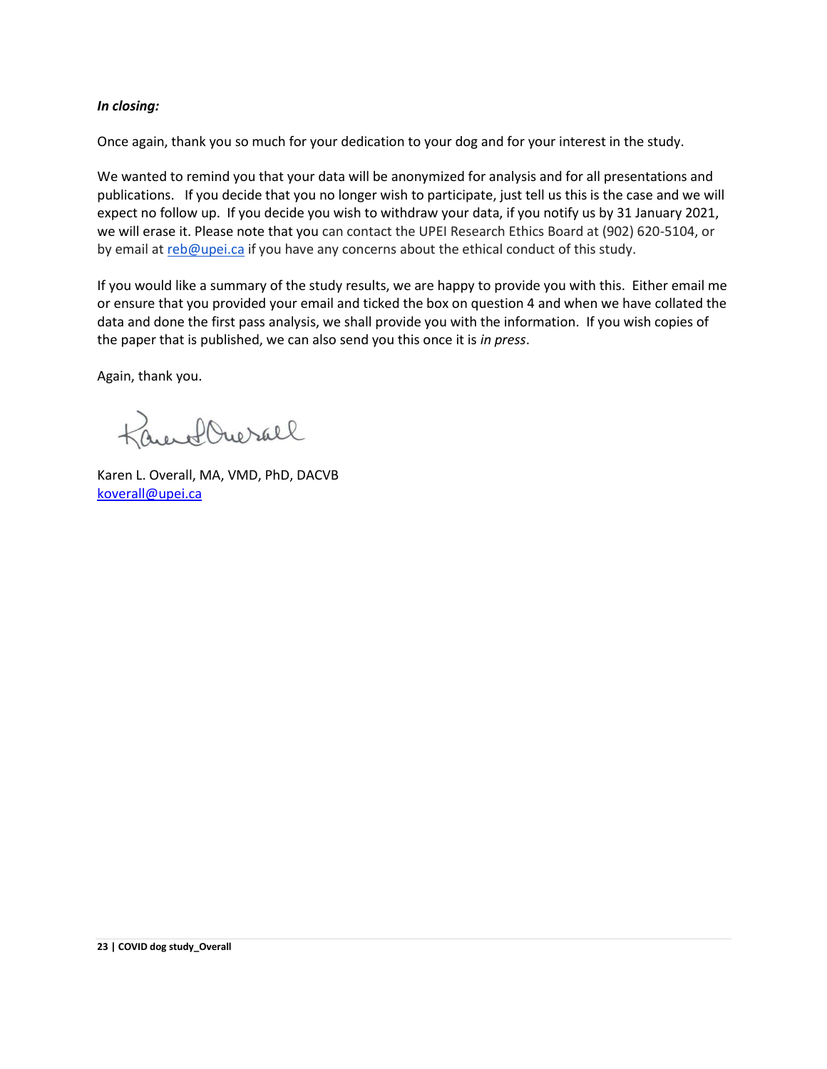***In closing:***

Once again, thank you so much for your dedication to your dog and for your interest in the study.

We wanted to remind you that your data will be anonymized for analysis and for all presentations and publications. If you decide that you no longer wish to participate, just tell us this is the case and we will expect no follow up. If you decide you wish to withdraw your data, if you notify us by 31 January 2021, we will erase it. Please note that you can contact the UPEI Research Ethics Board at (902) 620-5104, or by email at reb@upei.ca if you have any concerns about the ethical conduct of this study.

If you would like a summary of the study results, we are happy to provide you with this. Either email me or ensure that you provided your email and ticked the box on question 4 and when we have collated the data and done the first pass analysis, we shall provide you with the information. If you wish copies of the paper that is published, we can also send you this once it is *in press*.

Again, thank you.

Karen L. Overall, MA, VMD, PhD, DACVB
koverall@upei.ca